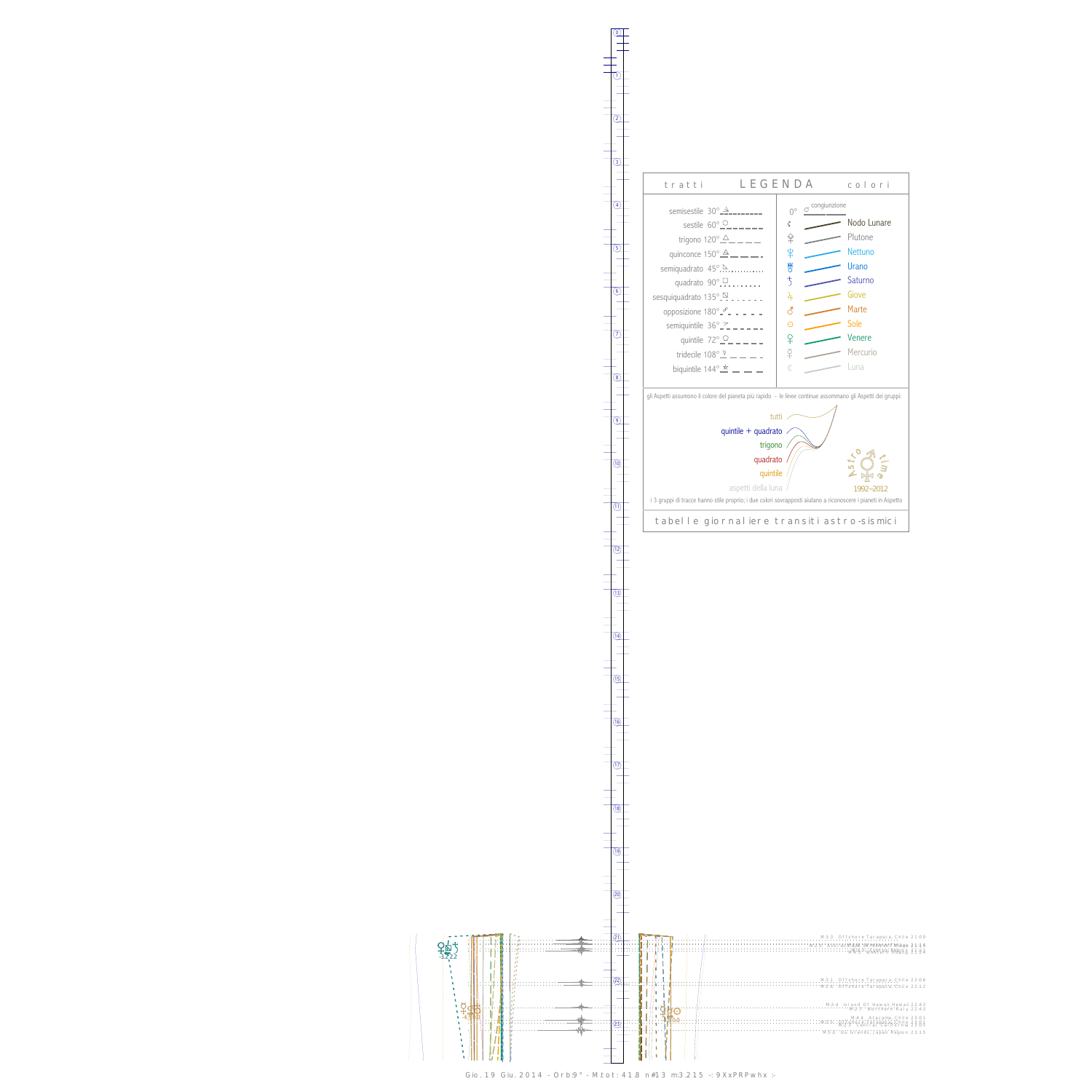## LEGENDA

**tratti**

- semisestile 30°
- sestile 60°
- trigono 120°
- quinconce 150°
- semiquadrato 45°
- quadrato 90°
- sesquiquadrato 135°
- opposizione 180°
- semiquintile 36°
- quintile 72°
- tridecile 108°
- biquintile 144°

**colori**

- 0° ☌ congiunzione
- Nodo Lunare
- Plutone
- Nettuno
- Urano
- Saturno
- Giove
- Marte
- Sole
- Venere
- Mercurio
- Luna

gli Aspetti assumono il colore del pianeta più rapido - le linee continue assommano gli Aspetti dei gruppi:

- tutti
- quintile + quadrato
- trigono
- quadrato
- quintile
- aspetti della luna

Astro time 1992–2012

i 3 gruppi di tracce hanno stile proprio; i due colori sovrapposti aiutano a riconoscere i pianeti in Aspetto

tabelle giornaliere transiti astro-sismici

M3.3 Offshore Tarapaca, Chile 21:09
M3.5 ... 21:15
M3.8 Western Xizang 21:24

M3.3 Offshore Tarapaca, Chile 22:08
M2.6 Offshore Tarapaca, Chile 22:12

M3.4 Island Of Hawaii, Hawaii 22:43
M2.7 Northern Italy 22:43

M4.4 Atacama, Chile 23:01
M3.3 ... Chile 23:01
M3.3 Central California 23:05
M5.0 Izu Islands, Japan Region 23:15

Gio. 19 Giu. 2014 - Orb:9° - M.tot: 41.8 n#13 m:3.215 -: 9XxPRPwhx :-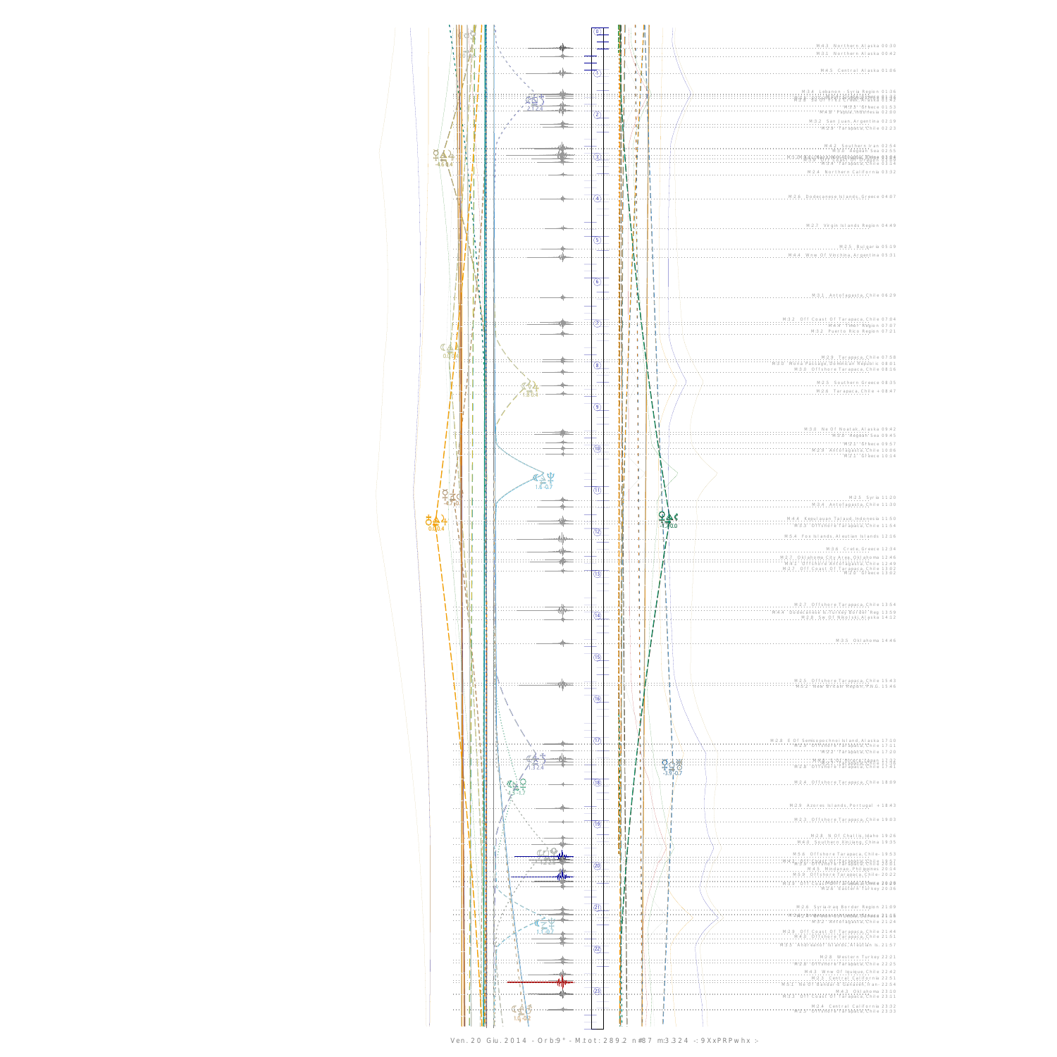M.4.3 Northern Alaska 00:30
M.3.1 Northern Alaska 00:42
M.4.5 Central Alaska 01:06
M.3.4 Lebanon - Syria Region 01:36
M.2.8 SE Of Fox Islands Alaska 01:42
M.2.1 Greece 01:53
M.4.8 Papua, Indonesia 02:00
M.3.2 San Juan, Argentina 02:19
M.2.9 Tarapaca, Chile 02:23
M.4.2 Southern Iran 02:54
M.2.4 Aegean Sea 02:55
M.2.4 Tarapaca, Chile 03:14
M.3.4 Northern California 03:32
M.3.6 Dodecanese Islands, Greece 04:07
M.2.7 Virgin Islands Region 04:49
M.2.5 Bulgaria 05:19
M.4.4 Wnw Of Vinchina, Argentina 05:31
M.3.1 Antofagasta, Chile 06:29
M.3.2 Off Coast Of Tarapaca, Chile 07:04
M.4.6 Timor Region 07:07
M.3.2 Puerto Rico Region 07:21
M.2.9 Tarapaca, Chile 07:58
M.3.0 Mona Passage, Dominican Republic 08:01
M.3.0 Offshore Tarapaca, Chile 08:16
M.2.5 Southern Greece 08:35
M.2.6 Tarapaca, Chile 08:47
M.3.0 Ne Of Noatak, Alaska 09:42
M.3.0 Aegean Sea 09:45
M.2.1 Greece 09:57
M.2.9 Antofagasta, Chile 10:06
M.2.1 Greece 10:14
M.2.6 Syria 11:20
M.3.4 Antofagasta, Chile 11:30
M.4.4 Kepulauan Talaud, Indonesia 11:50
M.2.3 Offshore Tarapaca, Chile 11:54
M.5.4 Fox Islands, Aleutian Islands 12:16
M.3.6 Crete, Greece 12:34
M.2.7 Oklahoma City Area, Oklahoma 12:46
M.4.1 Offshore Antofagasta, Chile 12:49
M.2.7 Off Coast Of Tarapaca, Chile 13:02
M.2.0 Greece 13:02
M.2.7 Offshore Tarapaca, Chile 13:54
M.4.4 Dodecanese Is.-Turkey Border Reg 13:59
M.2.8 Sw Of Nikolski, Alaska 14:12
M.3.5 Oklahoma 14:46
M.2.5 Offshore Tarapaca, Chile 15:43
M.5.2 New Britain Region, P.N.G. 15:46
M.2.8 S Of Semisopochnoi Island, Alaska 17:10
M.2.2 Tarapaca, Chile 17:20
M.2.8 Offshore Tarapaca, Chile 17:41
M.2.4 Offshore Tarapaca, Chile 18:09
M.2.9 Azores Islands, Portugal 18:43
M.2.3 Offshore Tarapaca, Chile 19:03
M.2.8 N Of Challis, Idaho 19:26
M.4.0 Southern Sichuan, China 19:35
M.5.6 Offshore Tarapaca, Chile 19:53
M.4.5 Mindanao, Philippines 20:14
M.5.0 Offshore Tarapaca, Chile 20:22
M.2.6 Eastern Turkey 20:36
M.2.6 Syria-Iraq Border Region 21:09
M.3.2 Antofagasta, Chile 21:24
M.2.9 Off Coast Of Tarapaca, Chile 21:44
M.4.2 Offshore Tarapaca, Chile 21:51
M.2.5 Andreanof Islands, Aleutian Is. 21:57
M.2.8 Western Turkey 22:21
M.2.5 Offshore Tarapaca, Chile 22:25
M.4.3 Wnw Of Iquique, Chile 22:42
M.2.3 Central California 22:51
M.3.1 Ne Of Bandar-E Ganaveh, Iran 22:54
M.4.3 Oklahoma 23:10
M.2.1 Off Coast Of Tarapaca, Chile 23:11
M.3.4 Central California 23:32
M.2.5 Offshore Tarapaca, Chile 23:33

Ven. 20 Giu. 2014 - Orb:9° - M.tot: 289.2 n#87 m:3.324 -: 9XxPRPwhx :-